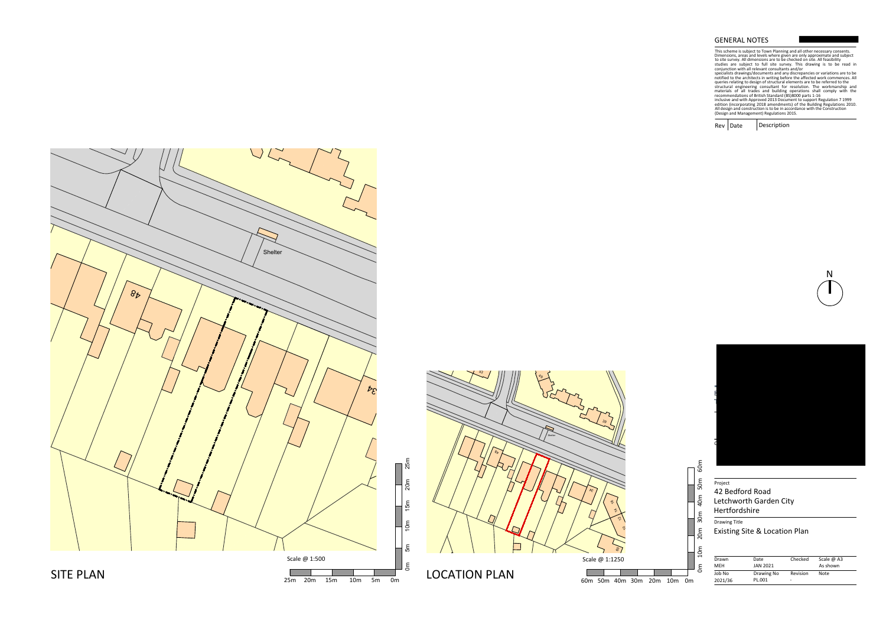## GENERAL NOTES

This scheme is subject to Town Planning and all other necessary consents. Dimensions, areas and levels where given are only approximate and subject to site survey. All dimensions are to be checked on site. All feasibility studies are subject to full site survey. This drawing is to be read in conjunction with all relevant consultants and/or specialists drawings/documents and any discrepancies or variations are to be notified to the architects in writing before the affected work commences. All queries relating to design of structural elements are to be referred to the structural engineering consultant for resolution. The workmanship and materials of all trades and building operations shall comply with the recommendations of British Standard (BS)8000 parts 1-16 inclusive and with Approved 2013 Document to support Regulation 7 1999 edition (incorporating 2018 amendments) of the Building Regulations 2010. All design and construction is to be in accordance with the Construction (Design and Management) Regulations 2015.

| Rev | Date | Description |
|---|---|---|

N

48

34

Shelter

Scale @ 1:500

0m 5m 10m 15m 20m 25m

# SITE PLAN

Shelter

Scale @ 1:1250

0m 10m 20m 30m 40m 50m 60m

# LOCATION PLAN

Project

42 Bedford Road
Letchworth Garden City
Hertfordshire

Drawing Title

Existing Site & Location Plan

| Drawn | Date | Checked | Scale @ A3 |
|---|---|---|---|
| MEH | JAN 2021 | | As shown |
| Job No | Drawing No | Revision | Note |
| 2021/36 | PL.001 | - | |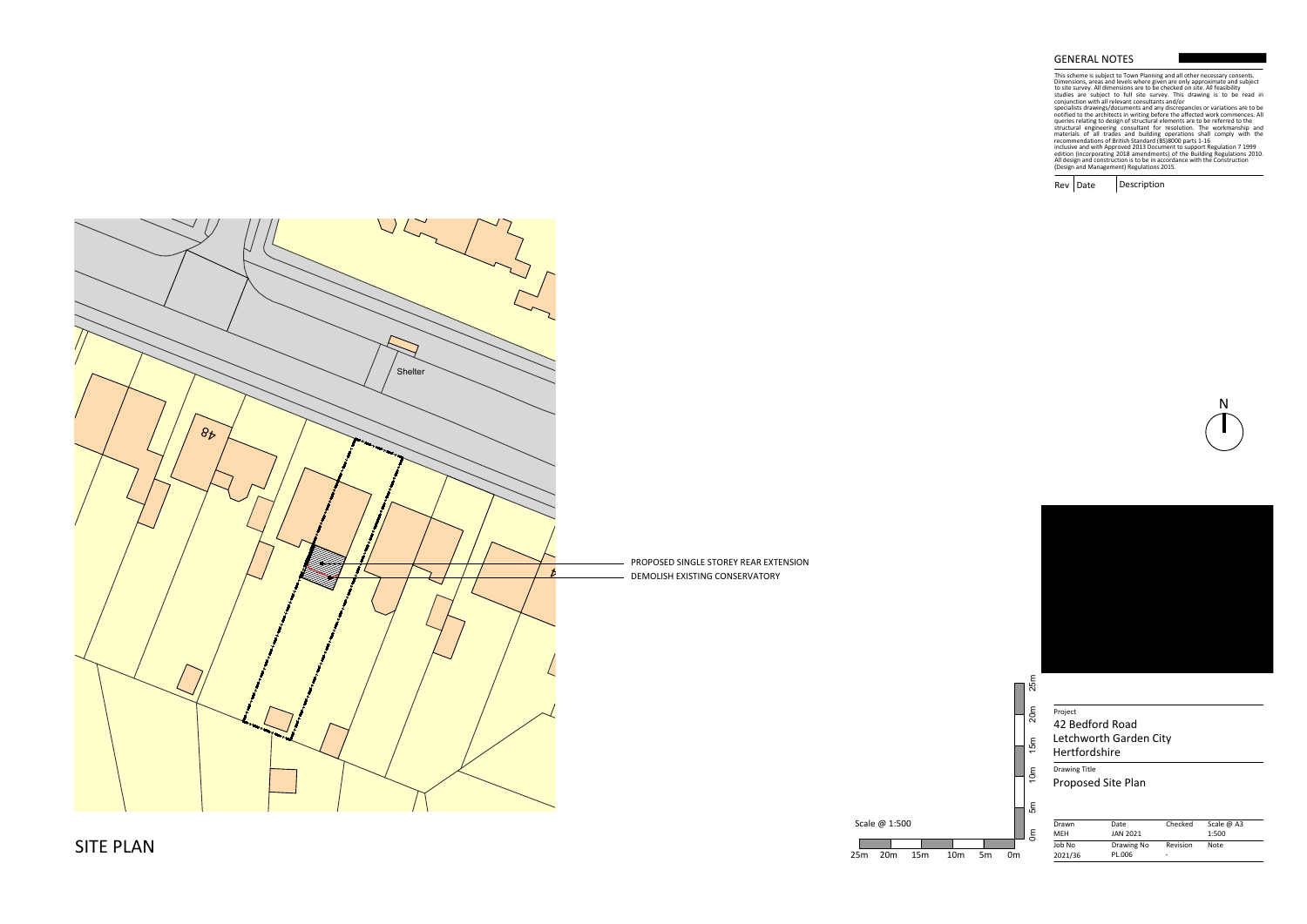## GENERAL NOTES

This scheme is subject to Town Planning and all other necessary consents. Dimensions, areas and levels where given are only approximate and subject to site survey. All dimensions are to be checked on site. All feasibility studies are subject to full site survey. This drawing is to be read in conjunction with all relevant consultants and/or specialists drawings/documents and any discrepancies or variations are to be notified to the architects in writing before the affected work commences. All queries relating to design of structural elements are to be referred to the structural engineering consultant for resolution. The workmanship and materials of all trades and building operations shall comply with the recommendations of British Standard (BS)8000 parts 1-16 inclusive and with Approved 2013 Document to support Regulation 7 1999 edition (incorporating 2018 amendments) of the Building Regulations 2010. All design and construction is to be in accordance with the Construction (Design and Management) Regulations 2015.

| Rev | Date | Description |
|---|---|---|

Shelter

48

4

PROPOSED SINGLE STOREY REAR EXTENSION

DEMOLISH EXISTING CONSERVATORY

N

Scale @ 1:500

25m 20m 15m 10m 5m 0m

0m 5m 10m 15m 20m 25m

Project

42 Bedford Road
Letchworth Garden City
Hertfordshire

Drawing Title

Proposed Site Plan

| Drawn | Date | Checked | Scale @ A3 |
|---|---|---|---|
| MEH | JAN 2021 | | 1:500 |
| Job No | Drawing No | Revision | Note |
| 2021/36 | PL.006 | - | |

# SITE PLAN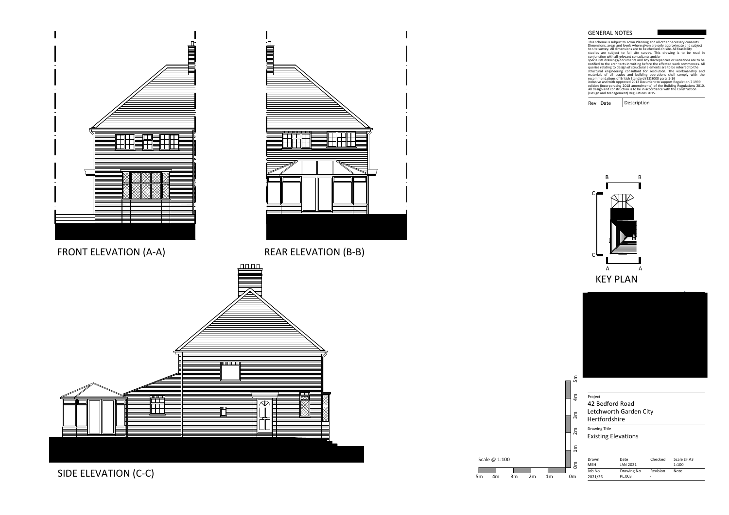FRONT ELEVATION (A-A)

REAR ELEVATION (B-B)

SIDE ELEVATION (C-C)

## GENERAL NOTES

This scheme is subject to Town Planning and all other necessary consents. Dimensions, areas and levels where given are only approximate and subject to site survey. All dimensions are to be checked on site. All feasibility studies are subject to full site survey. This drawing is to be read in conjunction with all relevant consultants and/or specialists drawings/documents and any discrepancies or variations are to be notified to the architects in writing before the affected work commences. All queries relating to design of structural elements are to be referred to the structural engineering consultant for resolution. The workmanship and materials of all trades and building operations shall comply with the recommendations of British Standard (BS)8000 parts 1-16 inclusive and with Approved 2013 Document to support Regulation 7 1999 edition (incorporating 2018 amendments) of the Building Regulations 2010. All design and construction is to be in accordance with the Construction (Design and Management) Regulations 2015.

| Rev | Date | Description |
|---|---|---|

KEY PLAN

Scale @ 1:100

5m 4m 3m 2m 1m 0m

Project
42 Bedford Road
Letchworth Garden City
Hertfordshire

Drawing Title
Existing Elevations

| Drawn | Date | Checked | Scale @ A3 |
|---|---|---|---|
| MEH | JAN 2021 | | 1:100 |
| Job No | Drawing No | Revision | Note |
| 2021/36 | PL.003 | - | |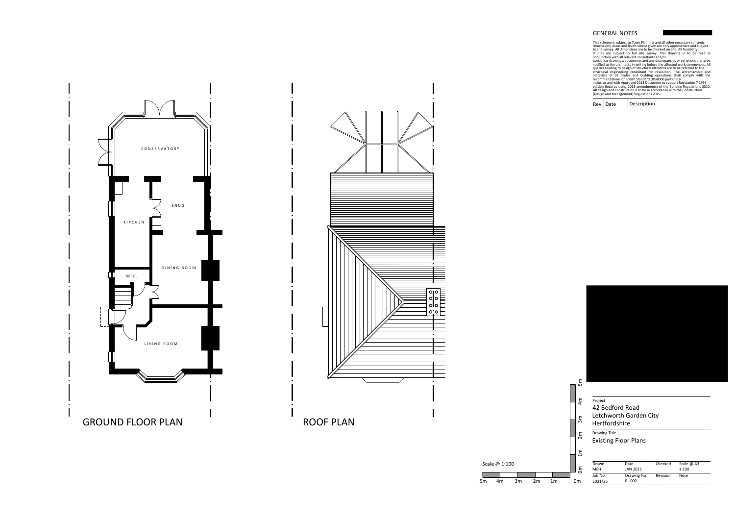## GENERAL NOTES

This scheme is subject to Town Planning and all other necessary consents. Dimensions, areas and levels where given are only approximate and subject to site survey. All dimensions are to be checked on site. All feasibility studies are subject to full site survey. This drawing is to be read in conjunction with all relevant consultants and/or specialists drawings/documents and any discrepancies or variations are to be notified to the architects in writing before the affected work commences. All queries relating to design of structural elements are to be referred to the structural engineering consultant for resolution. The workmanship and materials of all trades and building operations shall comply with the recommendations of British Standard (BS)8000 parts 1-16 inclusive and with Approved 2013 Document to support Regulation 7 1999 edition (incorporating 2018 amendments) of the Building Regulations 2010. All design and construction is to be in accordance with the Construction (Design and Management) Regulations 2015.

| Rev | Date | Description |
|---|---|---|

CONSERVATORY

SNUG

KITCHEN

DINING ROOM

W.C.

LIVING ROOM

## GROUND FLOOR PLAN

## ROOF PLAN

Scale @ 1:100

5m 4m 3m 2m 1m 0m

Project
42 Bedford Road
Letchworth Garden City
Hertfordshire

Drawing Title
Existing Floor Plans

| Drawn | Date | Checked | Scale @ A3 |
|---|---|---|---|
| MEH | JAN 2021 | | 1:100 |
| **Job No** | **Drawing No** | **Revision** | **Note** |
| 2021/36 | PL.002 | - | |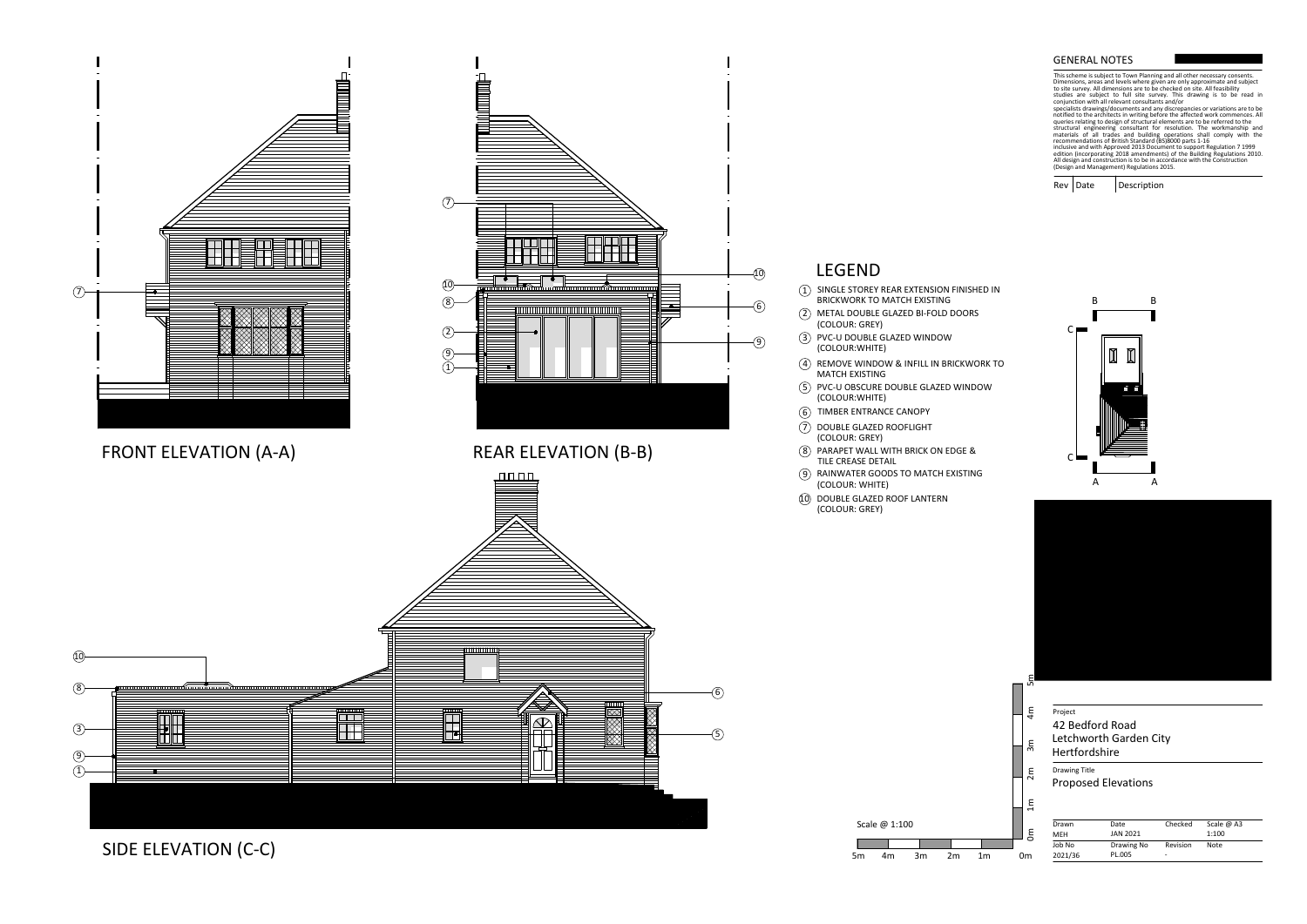FRONT ELEVATION (A-A)

REAR ELEVATION (B-B)

SIDE ELEVATION (C-C)

## GENERAL NOTES

This scheme is subject to Town Planning and all other necessary consents. Dimensions, areas and levels where given are only approximate and subject to site survey. All dimensions are to be checked on site. All feasibility studies are subject to full site survey. This drawing is to be read in conjunction with all relevant consultants and/or specialists drawings/documents and any discrepancies or variations are to be notified to the architects in writing before the affected work commences. All queries relating to design of structural elements are to be referred to the structural engineering consultant for resolution. The workmanship and materials of all trades and building operations shall comply with the recommendations of British Standard (BS)8000 parts 1-16 inclusive and with Approved 2013 Document to support Regulation 7 1999 edition (incorporating 2018 amendments) of the Building Regulations 2010. All design and construction is to be in accordance with the Construction (Design and Management) Regulations 2015.

| Rev | Date | Description |
|---|---|---|

## LEGEND

1. SINGLE STOREY REAR EXTENSION FINISHED IN BRICKWORK TO MATCH EXISTING
2. METAL DOUBLE GLAZED BI-FOLD DOORS (COLOUR: GREY)
3. PVC-U DOUBLE GLAZED WINDOW (COLOUR:WHITE)
4. REMOVE WINDOW & INFILL IN BRICKWORK TO MATCH EXISTING
5. PVC-U OBSCURE DOUBLE GLAZED WINDOW (COLOUR:WHITE)
6. TIMBER ENTRANCE CANOPY
7. DOUBLE GLAZED ROOFLIGHT (COLOUR: GREY)
8. PARAPET WALL WITH BRICK ON EDGE & TILE CREASE DETAIL
9. RAINWATER GOODS TO MATCH EXISTING (COLOUR: WHITE)
10. DOUBLE GLAZED ROOF LANTERN (COLOUR: GREY)

Scale @ 1:100

5m 4m 3m 2m 1m 0m

Project

42 Bedford Road
Letchworth Garden City
Hertfordshire

Drawing Title

Proposed Elevations

| Drawn | Date | Checked | Scale @ A3 |
|---|---|---|---|
| MEH | JAN 2021 | | 1:100 |
| Job No | Drawing No | Revision | Note |
| 2021/36 | PL.005 | - | |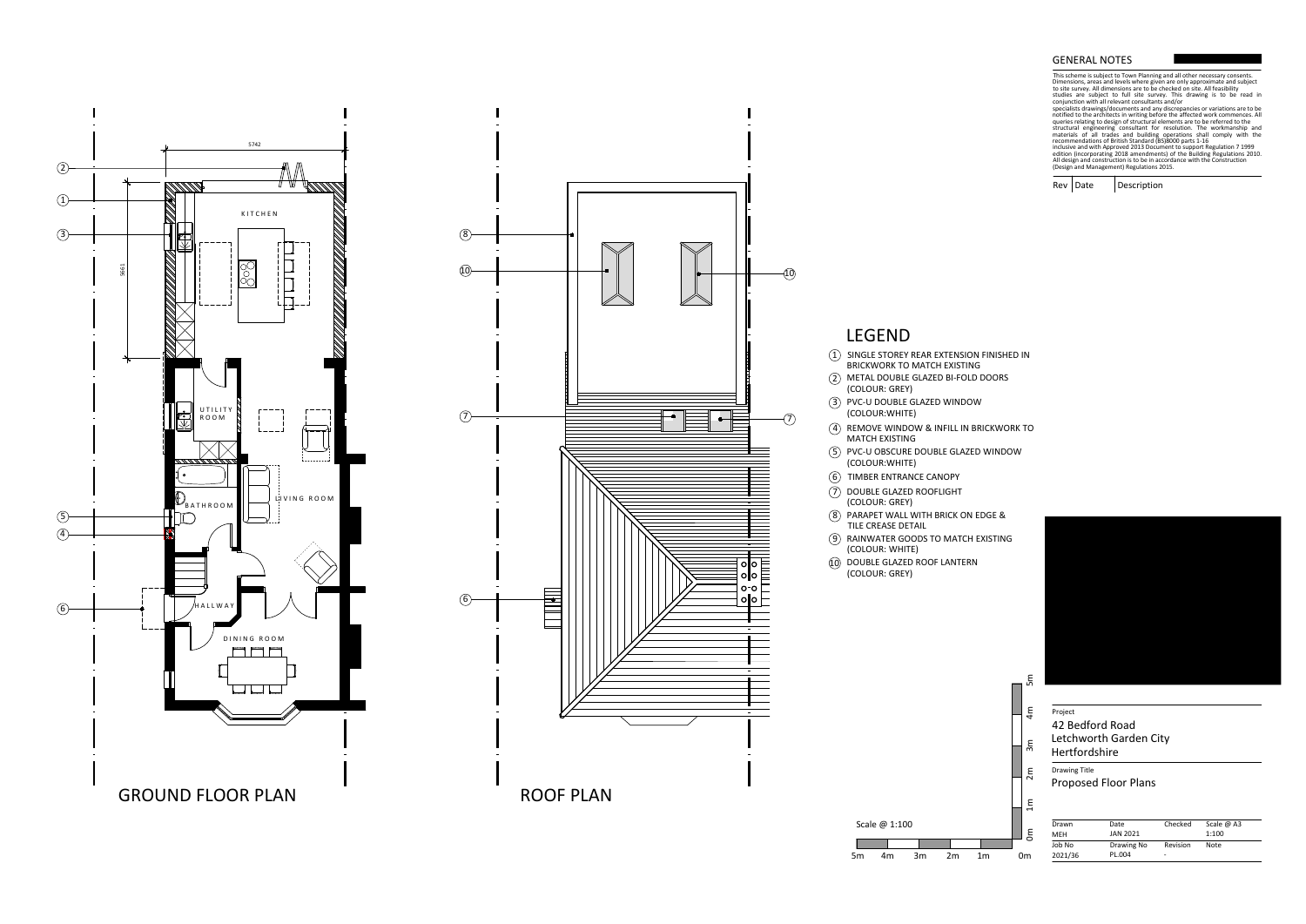## GENERAL NOTES

This scheme is subject to Town Planning and all other necessary consents. Dimensions, areas and levels where given are only approximate and subject to site survey. All dimensions are to be checked on site. All feasibility studies are subject to full site survey. This drawing is to be read in conjunction with all relevant consultants and/or specialists drawings/documents and any discrepancies or variations are to be notified to the architects in writing before the affected work commences. All queries relating to design of structural elements are to be referred to the structural engineering consultant for resolution. The workmanship and materials of all trades and building operations shall comply with the recommendations of British Standard (BS)8000 parts 1-16 inclusive and with Approved 2013 Document to support Regulation 7 1999 edition (incorporating 2018 amendments) of the Building Regulations 2010. All design and construction is to be in accordance with the Construction (Design and Management) Regulations 2015.

| Rev | Date | Description |
|---|---|---|

## LEGEND

1. SINGLE STOREY REAR EXTENSION FINISHED IN BRICKWORK TO MATCH EXISTING
2. METAL DOUBLE GLAZED BI-FOLD DOORS (COLOUR: GREY)
3. PVC-U DOUBLE GLAZED WINDOW (COLOUR:WHITE)
4. REMOVE WINDOW & INFILL IN BRICKWORK TO MATCH EXISTING
5. PVC-U OBSCURE DOUBLE GLAZED WINDOW (COLOUR:WHITE)
6. TIMBER ENTRANCE CANOPY
7. DOUBLE GLAZED ROOFLIGHT (COLOUR: GREY)
8. PARAPET WALL WITH BRICK ON EDGE & TILE CREASE DETAIL
9. RAINWATER GOODS TO MATCH EXISTING (COLOUR: WHITE)
10. DOUBLE GLAZED ROOF LANTERN (COLOUR: GREY)

GROUND FLOOR PLAN

5742

5661

KITCHEN

UTILITY ROOM

BATHROOM

LIVING ROOM

HALLWAY

DINING ROOM

ROOF PLAN

Scale @ 1:100

5m 4m 3m 2m 1m 0m

Project
42 Bedford Road
Letchworth Garden City
Hertfordshire

Drawing Title
Proposed Floor Plans

| Drawn | Date | Checked | Scale @ A3 |
|---|---|---|---|
| MEH | JAN 2021 | | 1:100 |
| Job No | Drawing No | Revision | Note |
| 2021/36 | PL.004 | - | |